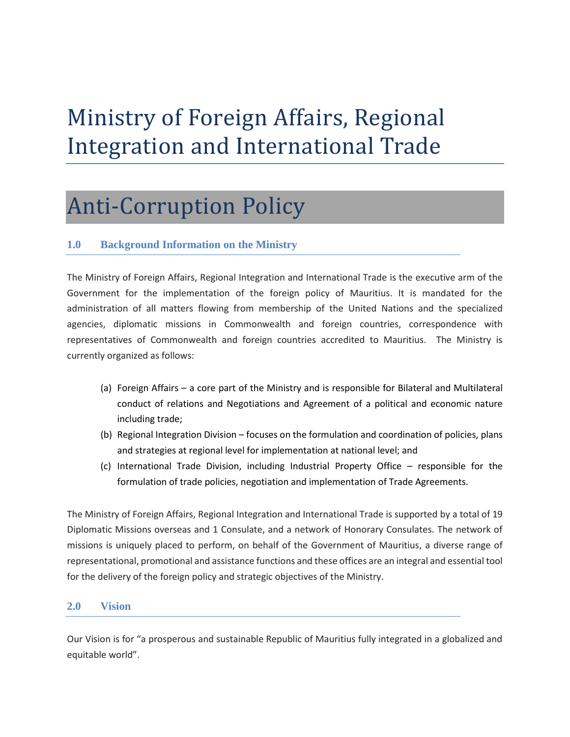# Ministry of Foreign Affairs, Regional Integration and International Trade

# Anti-Corruption Policy

## 1.0 Background Information on the Ministry

The Ministry of Foreign Affairs, Regional Integration and International Trade is the executive arm of the Government for the implementation of the foreign policy of Mauritius. It is mandated for the administration of all matters flowing from membership of the United Nations and the specialized agencies, diplomatic missions in Commonwealth and foreign countries, correspondence with representatives of Commonwealth and foreign countries accredited to Mauritius. The Ministry is currently organized as follows:

(a) Foreign Affairs – a core part of the Ministry and is responsible for Bilateral and Multilateral conduct of relations and Negotiations and Agreement of a political and economic nature including trade;

(b) Regional Integration Division – focuses on the formulation and coordination of policies, plans and strategies at regional level for implementation at national level; and

(c) International Trade Division, including Industrial Property Office – responsible for the formulation of trade policies, negotiation and implementation of Trade Agreements.

The Ministry of Foreign Affairs, Regional Integration and International Trade is supported by a total of 19 Diplomatic Missions overseas and 1 Consulate, and a network of Honorary Consulates. The network of missions is uniquely placed to perform, on behalf of the Government of Mauritius, a diverse range of representational, promotional and assistance functions and these offices are an integral and essential tool for the delivery of the foreign policy and strategic objectives of the Ministry.

## 2.0 Vision

Our Vision is for "a prosperous and sustainable Republic of Mauritius fully integrated in a globalized and equitable world".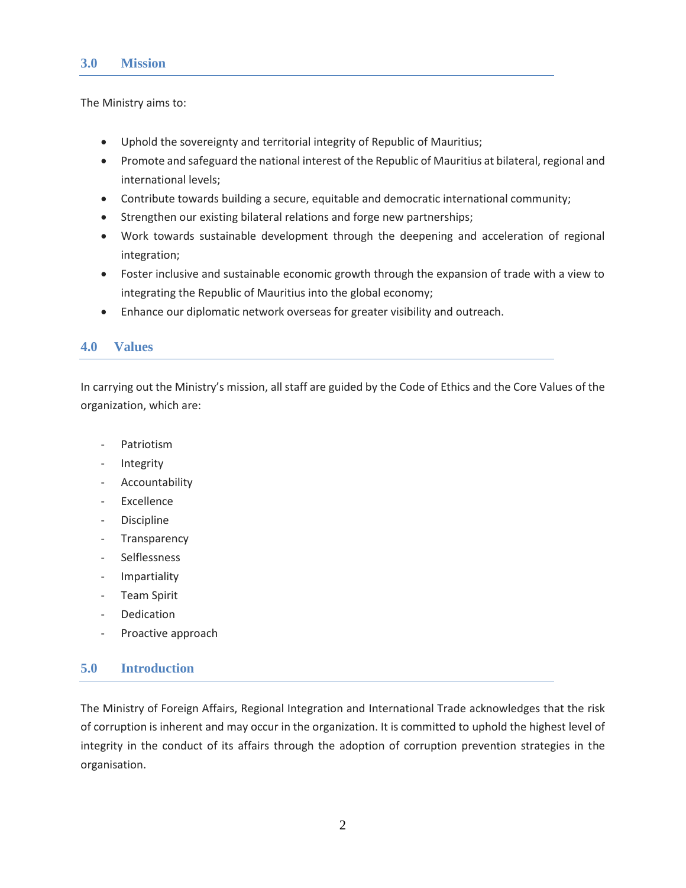## 3.0 Mission

The Ministry aims to:

- Uphold the sovereignty and territorial integrity of Republic of Mauritius;
- Promote and safeguard the national interest of the Republic of Mauritius at bilateral, regional and international levels;
- Contribute towards building a secure, equitable and democratic international community;
- Strengthen our existing bilateral relations and forge new partnerships;
- Work towards sustainable development through the deepening and acceleration of regional integration;
- Foster inclusive and sustainable economic growth through the expansion of trade with a view to integrating the Republic of Mauritius into the global economy;
- Enhance our diplomatic network overseas for greater visibility and outreach.

## 4.0 Values

In carrying out the Ministry's mission, all staff are guided by the Code of Ethics and the Core Values of the organization, which are:

- Patriotism
- Integrity
- Accountability
- Excellence
- Discipline
- Transparency
- Selflessness
- Impartiality
- Team Spirit
- Dedication
- Proactive approach

## 5.0 Introduction

The Ministry of Foreign Affairs, Regional Integration and International Trade acknowledges that the risk of corruption is inherent and may occur in the organization. It is committed to uphold the highest level of integrity in the conduct of its affairs through the adoption of corruption prevention strategies in the organisation.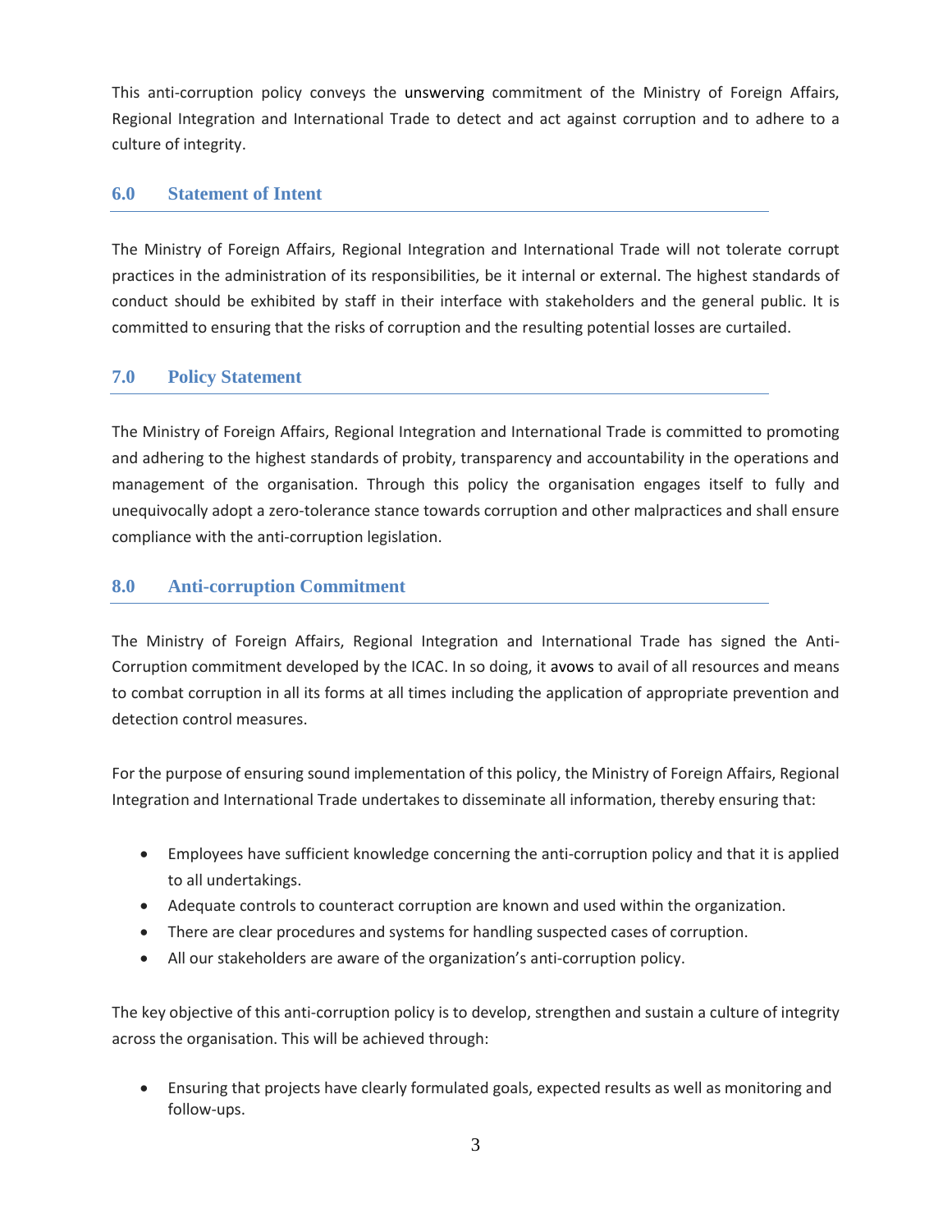This anti-corruption policy conveys the unswerving commitment of the Ministry of Foreign Affairs, Regional Integration and International Trade to detect and act against corruption and to adhere to a culture of integrity.

## 6.0 Statement of Intent

The Ministry of Foreign Affairs, Regional Integration and International Trade will not tolerate corrupt practices in the administration of its responsibilities, be it internal or external. The highest standards of conduct should be exhibited by staff in their interface with stakeholders and the general public. It is committed to ensuring that the risks of corruption and the resulting potential losses are curtailed.

## 7.0 Policy Statement

The Ministry of Foreign Affairs, Regional Integration and International Trade is committed to promoting and adhering to the highest standards of probity, transparency and accountability in the operations and management of the organisation. Through this policy the organisation engages itself to fully and unequivocally adopt a zero-tolerance stance towards corruption and other malpractices and shall ensure compliance with the anti-corruption legislation.

## 8.0 Anti-corruption Commitment

The Ministry of Foreign Affairs, Regional Integration and International Trade has signed the Anti-Corruption commitment developed by the ICAC. In so doing, it avows to avail of all resources and means to combat corruption in all its forms at all times including the application of appropriate prevention and detection control measures.

For the purpose of ensuring sound implementation of this policy, the Ministry of Foreign Affairs, Regional Integration and International Trade undertakes to disseminate all information, thereby ensuring that:

- Employees have sufficient knowledge concerning the anti-corruption policy and that it is applied to all undertakings.
- Adequate controls to counteract corruption are known and used within the organization.
- There are clear procedures and systems for handling suspected cases of corruption.
- All our stakeholders are aware of the organization's anti-corruption policy.

The key objective of this anti-corruption policy is to develop, strengthen and sustain a culture of integrity across the organisation. This will be achieved through:

- Ensuring that projects have clearly formulated goals, expected results as well as monitoring and follow-ups.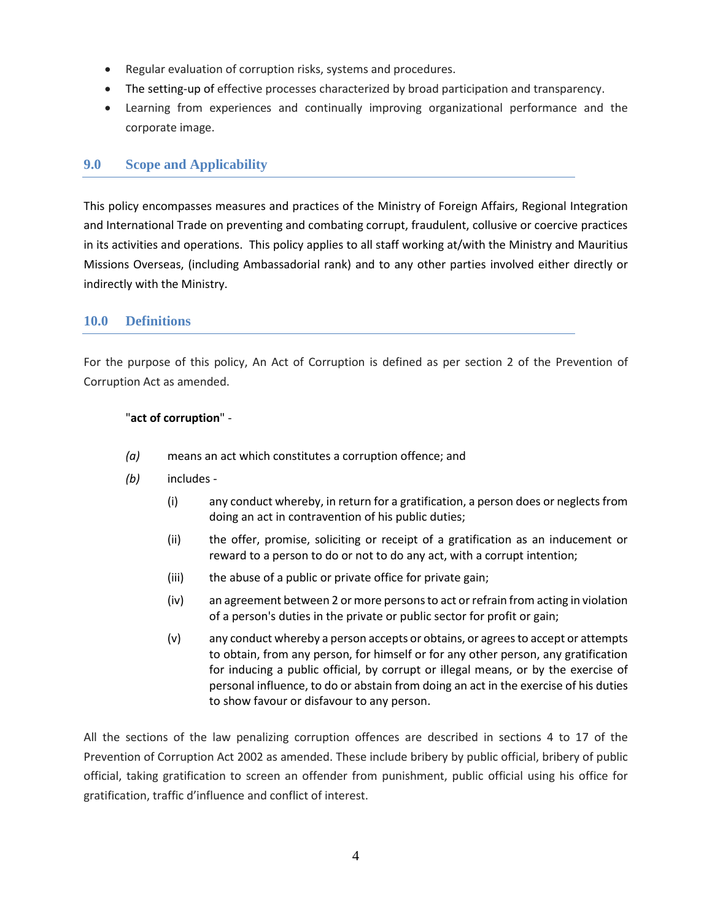- Regular evaluation of corruption risks, systems and procedures.
- The setting-up of effective processes characterized by broad participation and transparency.
- Learning from experiences and continually improving organizational performance and the corporate image.

## 9.0 Scope and Applicability

This policy encompasses measures and practices of the Ministry of Foreign Affairs, Regional Integration and International Trade on preventing and combating corrupt, fraudulent, collusive or coercive practices in its activities and operations. This policy applies to all staff working at/with the Ministry and Mauritius Missions Overseas, (including Ambassadorial rank) and to any other parties involved either directly or indirectly with the Ministry.

## 10.0 Definitions

For the purpose of this policy, An Act of Corruption is defined as per section 2 of the Prevention of Corruption Act as amended.

"**act of corruption**" -

*(a)* means an act which constitutes a corruption offence; and

*(b)* includes -

(i) any conduct whereby, in return for a gratification, a person does or neglects from doing an act in contravention of his public duties;

(ii) the offer, promise, soliciting or receipt of a gratification as an inducement or reward to a person to do or not to do any act, with a corrupt intention;

(iii) the abuse of a public or private office for private gain;

(iv) an agreement between 2 or more persons to act or refrain from acting in violation of a person's duties in the private or public sector for profit or gain;

(v) any conduct whereby a person accepts or obtains, or agrees to accept or attempts to obtain, from any person, for himself or for any other person, any gratification for inducing a public official, by corrupt or illegal means, or by the exercise of personal influence, to do or abstain from doing an act in the exercise of his duties to show favour or disfavour to any person.

All the sections of the law penalizing corruption offences are described in sections 4 to 17 of the Prevention of Corruption Act 2002 as amended. These include bribery by public official, bribery of public official, taking gratification to screen an offender from punishment, public official using his office for gratification, traffic d'influence and conflict of interest.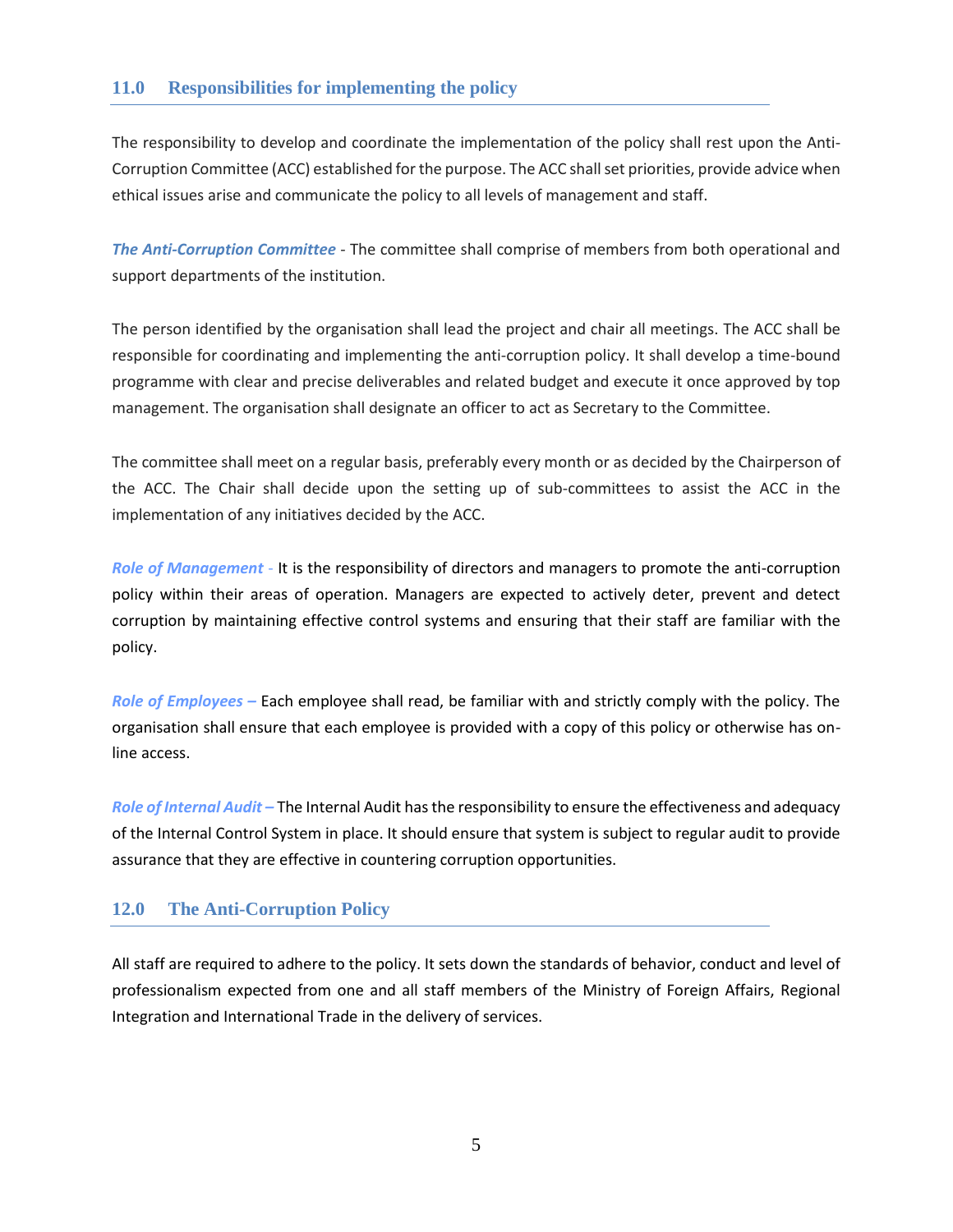## 11.0 Responsibilities for implementing the policy

The responsibility to develop and coordinate the implementation of the policy shall rest upon the Anti-Corruption Committee (ACC) established for the purpose. The ACC shall set priorities, provide advice when ethical issues arise and communicate the policy to all levels of management and staff.

***The Anti-Corruption Committee*** - The committee shall comprise of members from both operational and support departments of the institution.

The person identified by the organisation shall lead the project and chair all meetings. The ACC shall be responsible for coordinating and implementing the anti-corruption policy. It shall develop a time-bound programme with clear and precise deliverables and related budget and execute it once approved by top management. The organisation shall designate an officer to act as Secretary to the Committee.

The committee shall meet on a regular basis, preferably every month or as decided by the Chairperson of the ACC. The Chair shall decide upon the setting up of sub-committees to assist the ACC in the implementation of any initiatives decided by the ACC.

***Role of Management*** - It is the responsibility of directors and managers to promote the anti-corruption policy within their areas of operation. Managers are expected to actively deter, prevent and detect corruption by maintaining effective control systems and ensuring that their staff are familiar with the policy.

***Role of Employees –*** Each employee shall read, be familiar with and strictly comply with the policy. The organisation shall ensure that each employee is provided with a copy of this policy or otherwise has on-line access.

***Role of Internal Audit –*** The Internal Audit has the responsibility to ensure the effectiveness and adequacy of the Internal Control System in place. It should ensure that system is subject to regular audit to provide assurance that they are effective in countering corruption opportunities.

## 12.0 The Anti-Corruption Policy

All staff are required to adhere to the policy. It sets down the standards of behavior, conduct and level of professionalism expected from one and all staff members of the Ministry of Foreign Affairs, Regional Integration and International Trade in the delivery of services.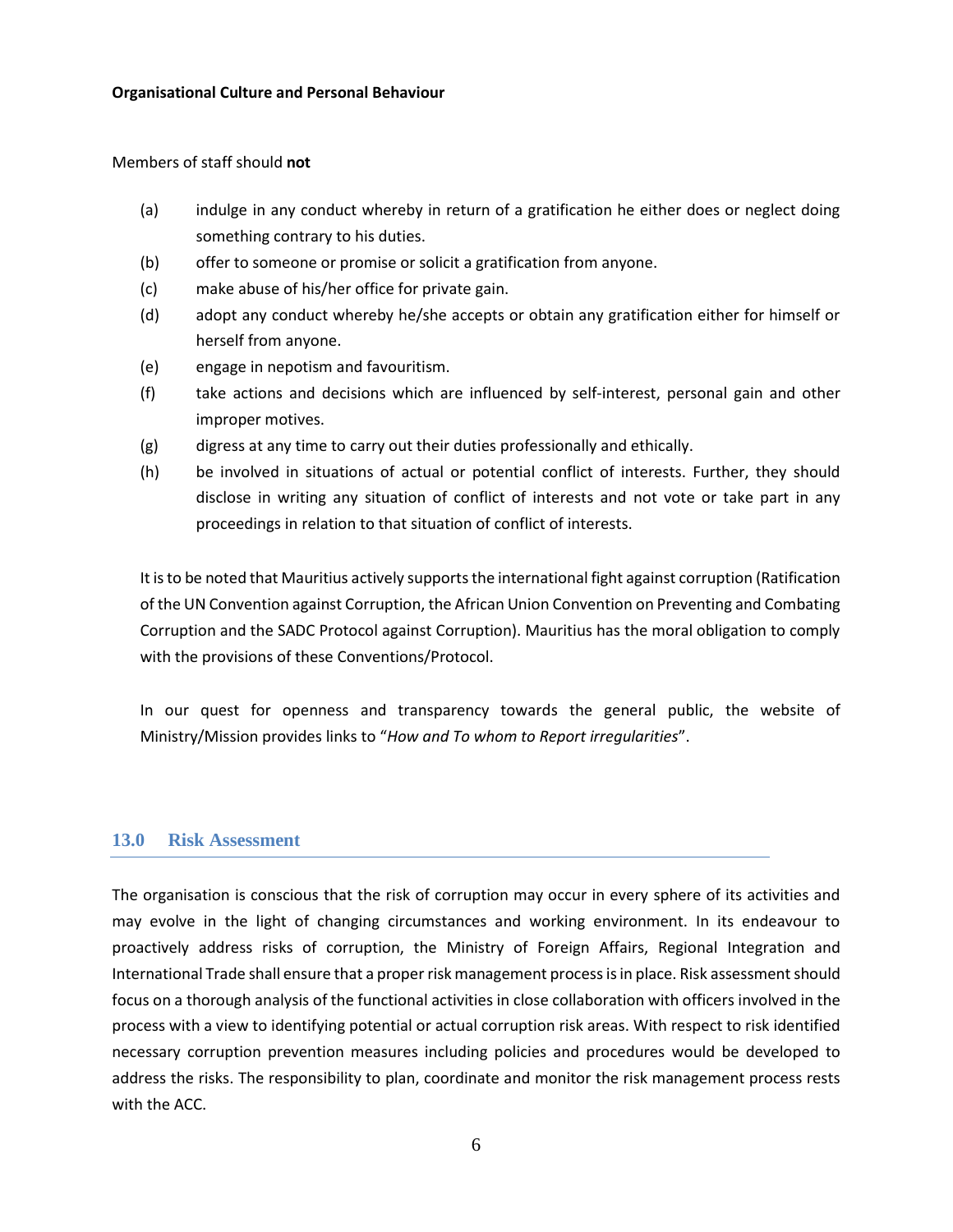**Organisational Culture and Personal Behaviour**

Members of staff should **not**

(a) indulge in any conduct whereby in return of a gratification he either does or neglect doing something contrary to his duties.

(b) offer to someone or promise or solicit a gratification from anyone.

(c) make abuse of his/her office for private gain.

(d) adopt any conduct whereby he/she accepts or obtain any gratification either for himself or herself from anyone.

(e) engage in nepotism and favouritism.

(f) take actions and decisions which are influenced by self-interest, personal gain and other improper motives.

(g) digress at any time to carry out their duties professionally and ethically.

(h) be involved in situations of actual or potential conflict of interests. Further, they should disclose in writing any situation of conflict of interests and not vote or take part in any proceedings in relation to that situation of conflict of interests.

It is to be noted that Mauritius actively supports the international fight against corruption (Ratification of the UN Convention against Corruption, the African Union Convention on Preventing and Combating Corruption and the SADC Protocol against Corruption). Mauritius has the moral obligation to comply with the provisions of these Conventions/Protocol.

In our quest for openness and transparency towards the general public, the website of Ministry/Mission provides links to "*How and To whom to Report irregularities*".

## 13.0 Risk Assessment

The organisation is conscious that the risk of corruption may occur in every sphere of its activities and may evolve in the light of changing circumstances and working environment. In its endeavour to proactively address risks of corruption, the Ministry of Foreign Affairs, Regional Integration and International Trade shall ensure that a proper risk management process is in place. Risk assessment should focus on a thorough analysis of the functional activities in close collaboration with officers involved in the process with a view to identifying potential or actual corruption risk areas. With respect to risk identified necessary corruption prevention measures including policies and procedures would be developed to address the risks. The responsibility to plan, coordinate and monitor the risk management process rests with the ACC.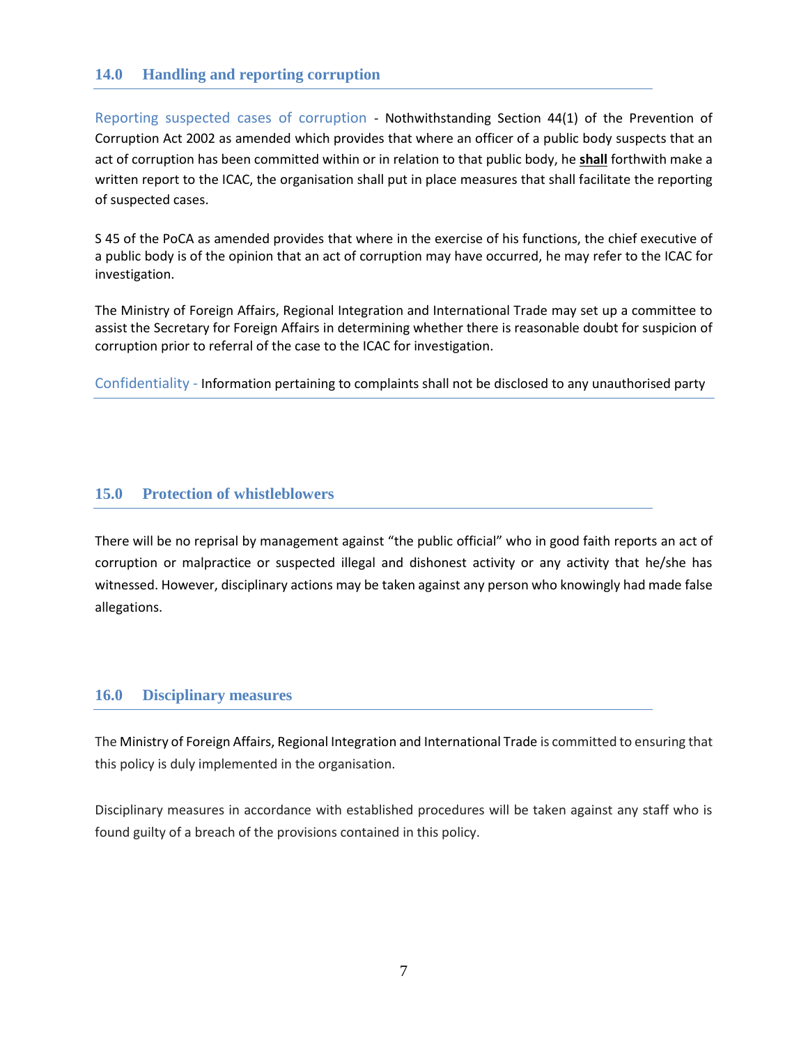## 14.0 Handling and reporting corruption

Reporting suspected cases of corruption - Nothwithstanding Section 44(1) of the Prevention of Corruption Act 2002 as amended which provides that where an officer of a public body suspects that an act of corruption has been committed within or in relation to that public body, he **shall** forthwith make a written report to the ICAC, the organisation shall put in place measures that shall facilitate the reporting of suspected cases.

S 45 of the PoCA as amended provides that where in the exercise of his functions, the chief executive of a public body is of the opinion that an act of corruption may have occurred, he may refer to the ICAC for investigation.

The Ministry of Foreign Affairs, Regional Integration and International Trade may set up a committee to assist the Secretary for Foreign Affairs in determining whether there is reasonable doubt for suspicion of corruption prior to referral of the case to the ICAC for investigation.

Confidentiality - Information pertaining to complaints shall not be disclosed to any unauthorised party

## 15.0 Protection of whistleblowers

There will be no reprisal by management against "the public official" who in good faith reports an act of corruption or malpractice or suspected illegal and dishonest activity or any activity that he/she has witnessed. However, disciplinary actions may be taken against any person who knowingly had made false allegations.

## 16.0 Disciplinary measures

The Ministry of Foreign Affairs, Regional Integration and International Trade is committed to ensuring that this policy is duly implemented in the organisation.

Disciplinary measures in accordance with established procedures will be taken against any staff who is found guilty of a breach of the provisions contained in this policy.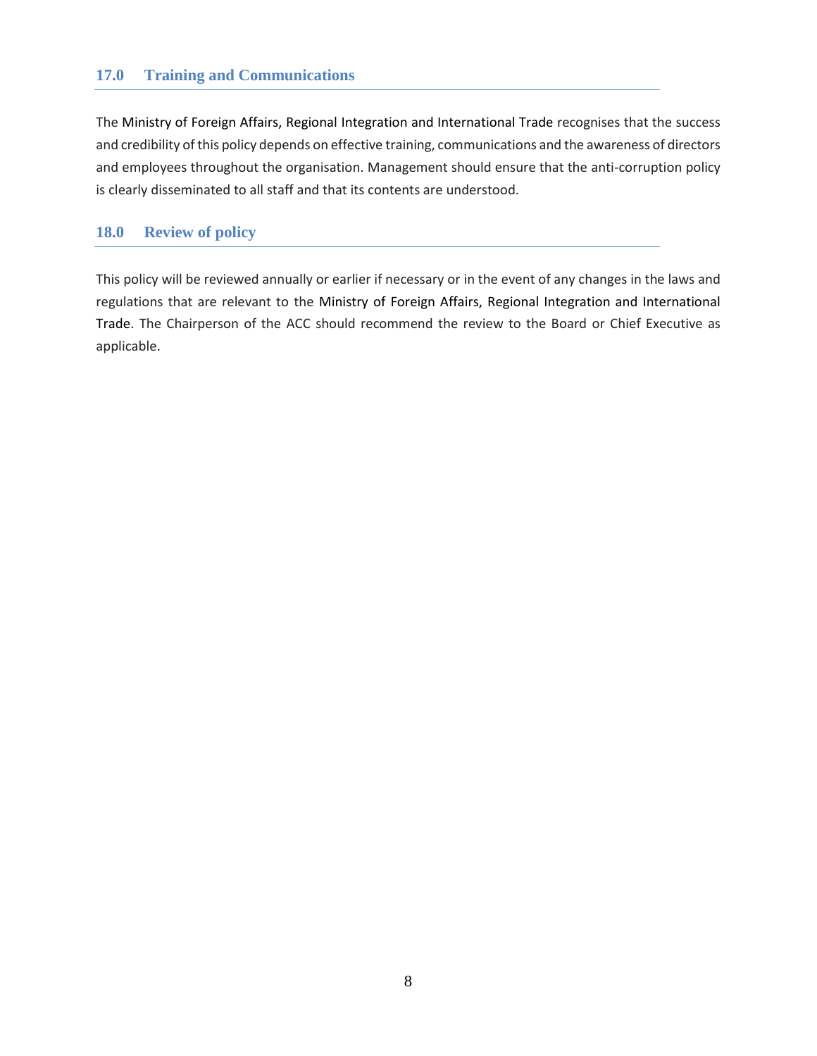## 17.0 Training and Communications

The Ministry of Foreign Affairs, Regional Integration and International Trade recognises that the success and credibility of this policy depends on effective training, communications and the awareness of directors and employees throughout the organisation. Management should ensure that the anti-corruption policy is clearly disseminated to all staff and that its contents are understood.

## 18.0 Review of policy

This policy will be reviewed annually or earlier if necessary or in the event of any changes in the laws and regulations that are relevant to the Ministry of Foreign Affairs, Regional Integration and International Trade. The Chairperson of the ACC should recommend the review to the Board or Chief Executive as applicable.